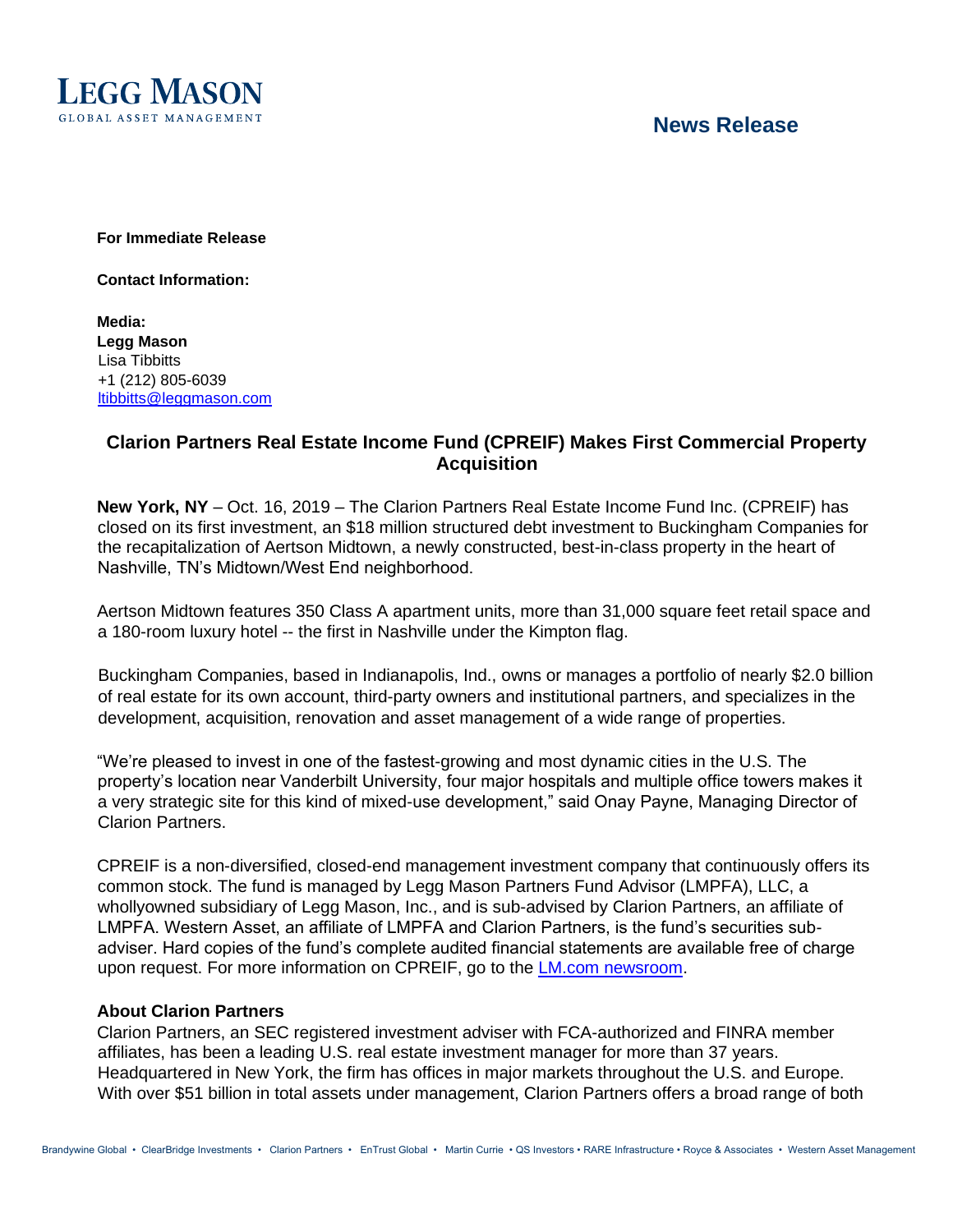LEGG MASON
GLOBAL ASSET MANAGEMENT

## News Release

**For Immediate Release**

**Contact Information:**

**Media:**
**Legg Mason**
Lisa Tibbitts
+1 (212) 805-6039
ltibbitts@leggmason.com

# Clarion Partners Real Estate Income Fund (CPREIF) Makes First Commercial Property Acquisition

**New York, NY** – Oct. 16, 2019 – The Clarion Partners Real Estate Income Fund Inc. (CPREIF) has closed on its first investment, an $18 million structured debt investment to Buckingham Companies for the recapitalization of Aertson Midtown, a newly constructed, best-in-class property in the heart of Nashville, TN's Midtown/West End neighborhood.

Aertson Midtown features 350 Class A apartment units, more than 31,000 square feet retail space and a 180-room luxury hotel -- the first in Nashville under the Kimpton flag.

Buckingham Companies, based in Indianapolis, Ind., owns or manages a portfolio of nearly $2.0 billion of real estate for its own account, third-party owners and institutional partners, and specializes in the development, acquisition, renovation and asset management of a wide range of properties.

"We're pleased to invest in one of the fastest-growing and most dynamic cities in the U.S. The property's location near Vanderbilt University, four major hospitals and multiple office towers makes it a very strategic site for this kind of mixed-use development," said Onay Payne, Managing Director of Clarion Partners.

CPREIF is a non-diversified, closed-end management investment company that continuously offers its common stock. The fund is managed by Legg Mason Partners Fund Advisor (LMPFA), LLC, a whollyowned subsidiary of Legg Mason, Inc., and is sub-advised by Clarion Partners, an affiliate of LMPFA. Western Asset, an affiliate of LMPFA and Clarion Partners, is the fund's securities sub-adviser. Hard copies of the fund's complete audited financial statements are available free of charge upon request. For more information on CPREIF, go to the LM.com newsroom.

**About Clarion Partners**
Clarion Partners, an SEC registered investment adviser with FCA-authorized and FINRA member affiliates, has been a leading U.S. real estate investment manager for more than 37 years. Headquartered in New York, the firm has offices in major markets throughout the U.S. and Europe. With over $51 billion in total assets under management, Clarion Partners offers a broad range of both

Brandywine Global • ClearBridge Investments • Clarion Partners • EnTrust Global • Martin Currie • QS Investors • RARE Infrastructure • Royce & Associates • Western Asset Management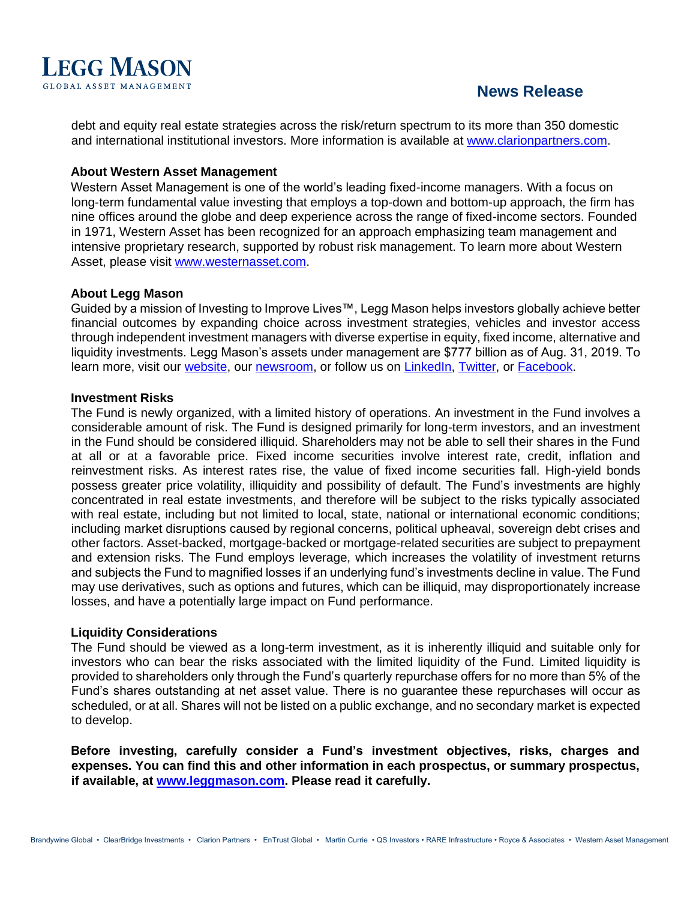debt and equity real estate strategies across the risk/return spectrum to its more than 350 domestic and international institutional investors. More information is available at [www.clarionpartners.com](www.clarionpartners.com).

**About Western Asset Management**

Western Asset Management is one of the world's leading fixed-income managers. With a focus on long-term fundamental value investing that employs a top-down and bottom-up approach, the firm has nine offices around the globe and deep experience across the range of fixed-income sectors. Founded in 1971, Western Asset has been recognized for an approach emphasizing team management and intensive proprietary research, supported by robust risk management. To learn more about Western Asset, please visit [www.westernasset.com](www.westernasset.com).

**About Legg Mason**

Guided by a mission of Investing to Improve Lives™, Legg Mason helps investors globally achieve better financial outcomes by expanding choice across investment strategies, vehicles and investor access through independent investment managers with diverse expertise in equity, fixed income, alternative and liquidity investments. Legg Mason's assets under management are $777 billion as of Aug. 31, 2019. To learn more, visit our website, our newsroom, or follow us on LinkedIn, Twitter, or Facebook.

**Investment Risks**

The Fund is newly organized, with a limited history of operations. An investment in the Fund involves a considerable amount of risk. The Fund is designed primarily for long-term investors, and an investment in the Fund should be considered illiquid. Shareholders may not be able to sell their shares in the Fund at all or at a favorable price. Fixed income securities involve interest rate, credit, inflation and reinvestment risks. As interest rates rise, the value of fixed income securities fall. High-yield bonds possess greater price volatility, illiquidity and possibility of default. The Fund's investments are highly concentrated in real estate investments, and therefore will be subject to the risks typically associated with real estate, including but not limited to local, state, national or international economic conditions; including market disruptions caused by regional concerns, political upheaval, sovereign debt crises and other factors. Asset-backed, mortgage-backed or mortgage-related securities are subject to prepayment and extension risks. The Fund employs leverage, which increases the volatility of investment returns and subjects the Fund to magnified losses if an underlying fund's investments decline in value. The Fund may use derivatives, such as options and futures, which can be illiquid, may disproportionately increase losses, and have a potentially large impact on Fund performance.

**Liquidity Considerations**

The Fund should be viewed as a long-term investment, as it is inherently illiquid and suitable only for investors who can bear the risks associated with the limited liquidity of the Fund. Limited liquidity is provided to shareholders only through the Fund's quarterly repurchase offers for no more than 5% of the Fund's shares outstanding at net asset value. There is no guarantee these repurchases will occur as scheduled, or at all. Shares will not be listed on a public exchange, and no secondary market is expected to develop.

**Before investing, carefully consider a Fund's investment objectives, risks, charges and expenses. You can find this and other information in each prospectus, or summary prospectus, if available, at [www.leggmason.com](www.leggmason.com). Please read it carefully.**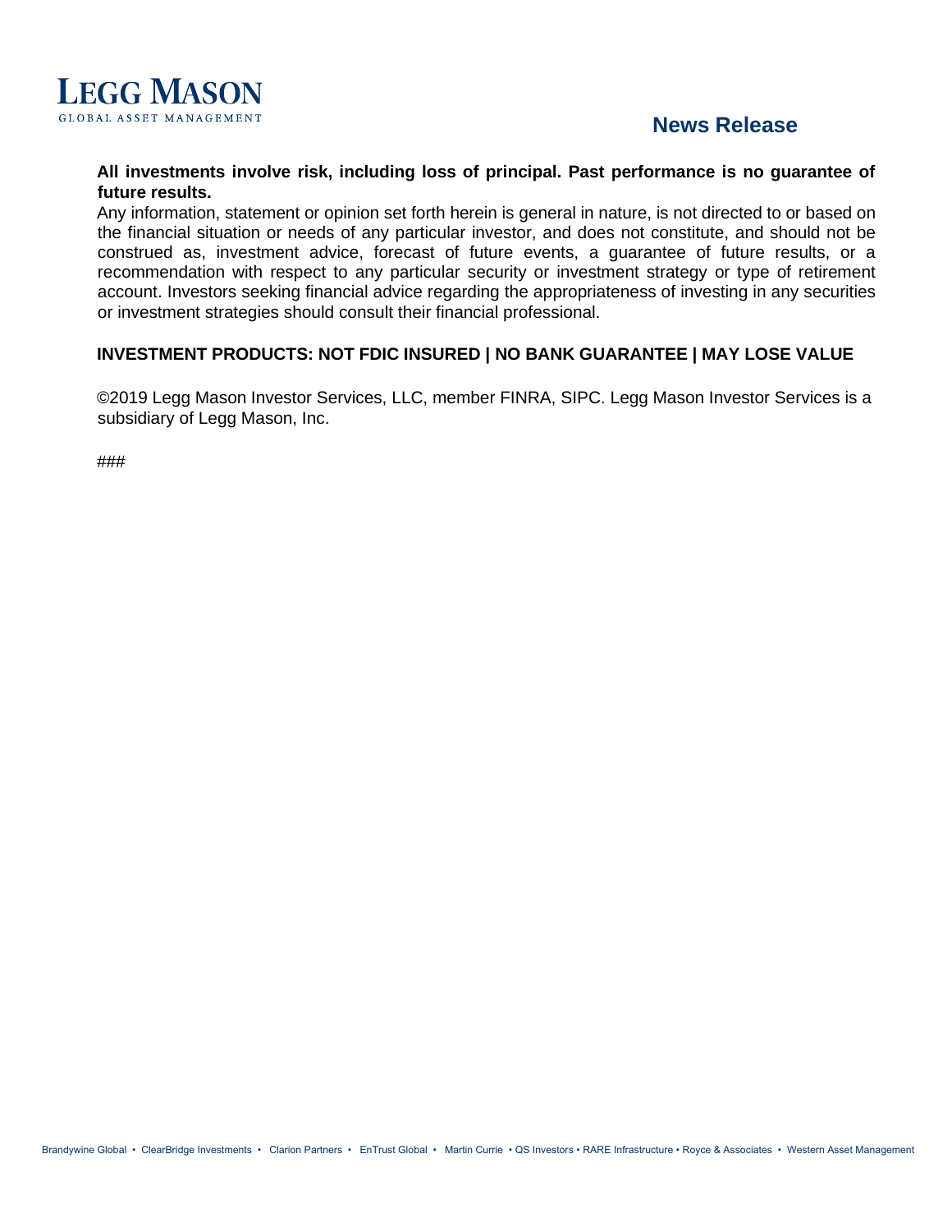**All investments involve risk, including loss of principal. Past performance is no guarantee of future results.**

Any information, statement or opinion set forth herein is general in nature, is not directed to or based on the financial situation or needs of any particular investor, and does not constitute, and should not be construed as, investment advice, forecast of future events, a guarantee of future results, or a recommendation with respect to any particular security or investment strategy or type of retirement account. Investors seeking financial advice regarding the appropriateness of investing in any securities or investment strategies should consult their financial professional.

**INVESTMENT PRODUCTS: NOT FDIC INSURED | NO BANK GUARANTEE | MAY LOSE VALUE**

©2019 Legg Mason Investor Services, LLC, member FINRA, SIPC. Legg Mason Investor Services is a subsidiary of Legg Mason, Inc.

###